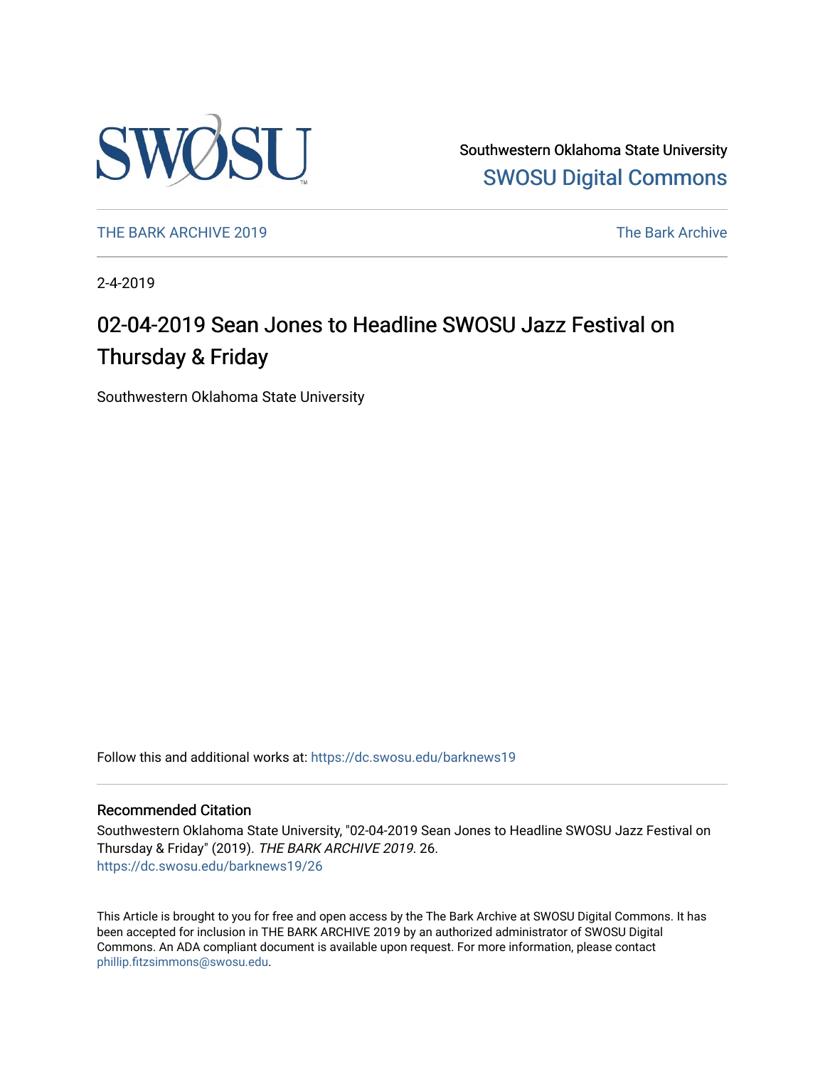Southwestern Oklahoma State University

SWOSU Digital Commons

THE BARK ARCHIVE 2019

The Bark Archive

2-4-2019

# 02-04-2019 Sean Jones to Headline SWOSU Jazz Festival on Thursday & Friday

Southwestern Oklahoma State University

Follow this and additional works at: https://dc.swosu.edu/barknews19

## Recommended Citation

Southwestern Oklahoma State University, "02-04-2019 Sean Jones to Headline SWOSU Jazz Festival on Thursday & Friday" (2019). *THE BARK ARCHIVE 2019*. 26.
https://dc.swosu.edu/barknews19/26

This Article is brought to you for free and open access by the The Bark Archive at SWOSU Digital Commons. It has been accepted for inclusion in THE BARK ARCHIVE 2019 by an authorized administrator of SWOSU Digital Commons. An ADA compliant document is available upon request. For more information, please contact phillip.fitzsimmons@swosu.edu.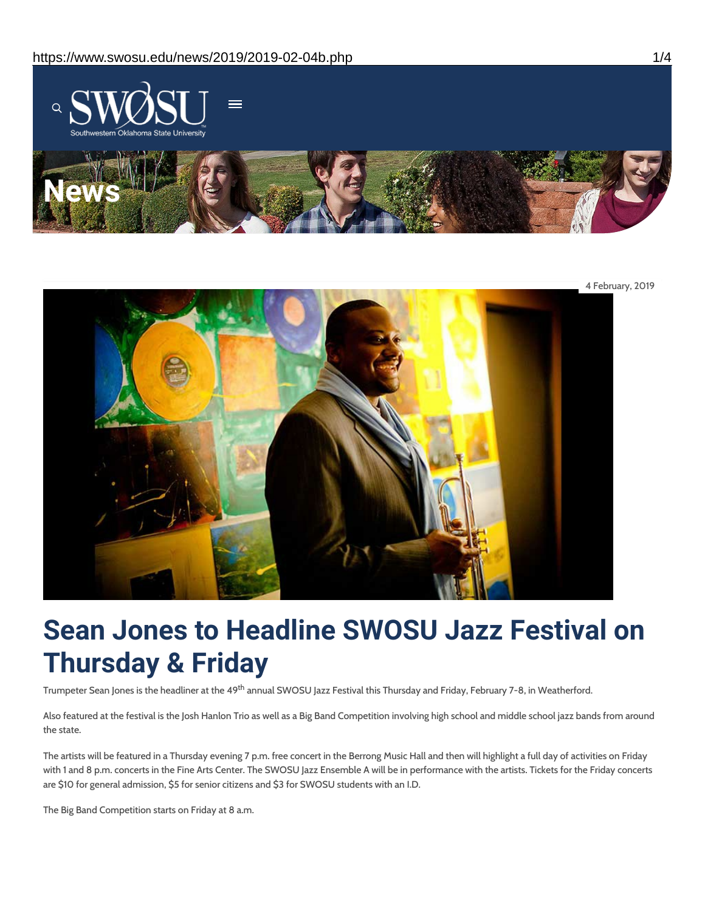# News

4 February, 2019

# Sean Jones to Headline SWOSU Jazz Festival on Thursday & Friday

Trumpeter Sean Jones is the headliner at the 49th annual SWOSU Jazz Festival this Thursday and Friday, February 7-8, in Weatherford.

Also featured at the festival is the Josh Hanlon Trio as well as a Big Band Competition involving high school and middle school jazz bands from around the state.

The artists will be featured in a Thursday evening 7 p.m. free concert in the Berrong Music Hall and then will highlight a full day of activities on Friday with 1 and 8 p.m. concerts in the Fine Arts Center. The SWOSU Jazz Ensemble A will be in performance with the artists. Tickets for the Friday concerts are $10 for general admission, $5 for senior citizens and $3 for SWOSU students with an I.D.

The Big Band Competition starts on Friday at 8 a.m.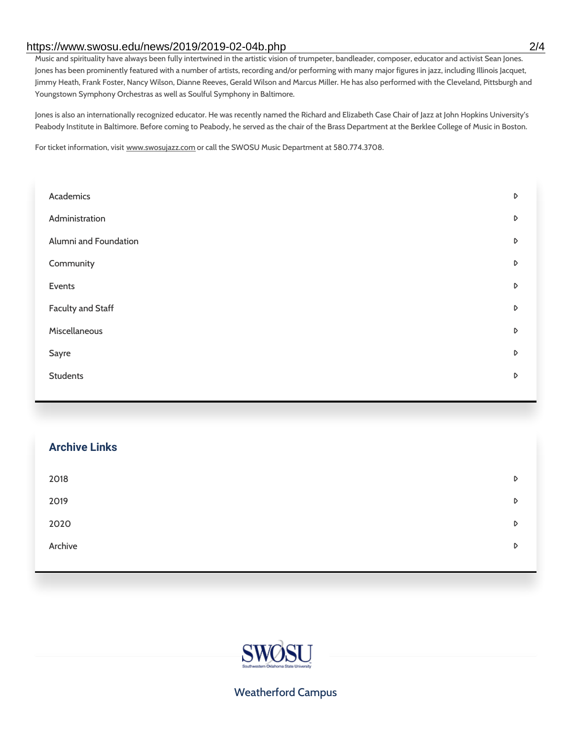Music and spirituality have always been fully intertwined in the artistic vision of trumpeter, bandleader, composer, educator and activist Sean Jones. Jones has been prominently featured with a number of artists, recording and/or performing with many major figures in jazz, including Illinois Jacquet, Jimmy Heath, Frank Foster, Nancy Wilson, Dianne Reeves, Gerald Wilson and Marcus Miller. He has also performed with the Cleveland, Pittsburgh and Youngstown Symphony Orchestras as well as Soulful Symphony in Baltimore.

Jones is also an internationally recognized educator. He was recently named the Richard and Elizabeth Case Chair of Jazz at John Hopkins University's Peabody Institute in Baltimore. Before coming to Peabody, he served as the chair of the Brass Department at the Berklee College of Music in Boston.

For ticket information, visit www.swosujazz.com or call the SWOSU Music Department at 580.774.3708.

- Academics
- Administration
- Alumni and Foundation
- Community
- Events
- Faculty and Staff
- Miscellaneous
- Sayre
- Students

## Archive Links

- 2018
- 2019
- 2020
- Archive

SWOSU
Southwestern Oklahoma State University

Weatherford Campus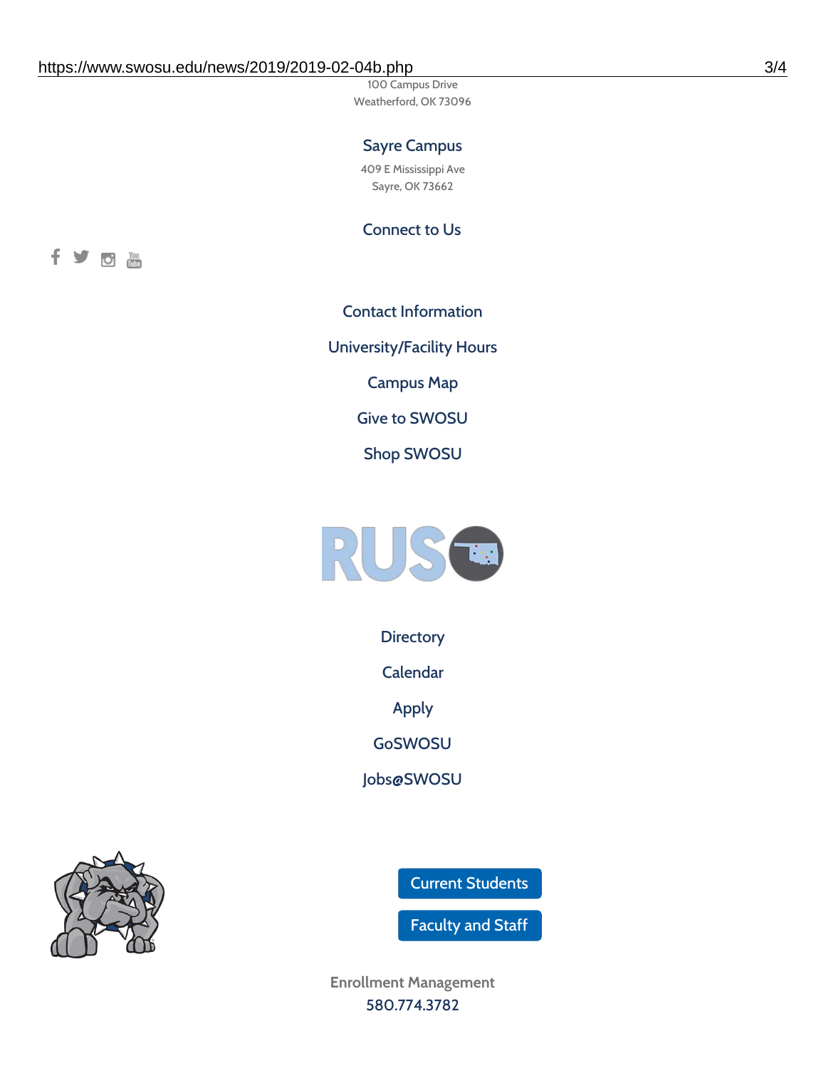100 Campus Drive
Weatherford, OK 73096

### Sayre Campus

409 E Mississippi Ave
Sayre, OK 73662

### Connect to Us

Contact Information

University/Facility Hours

Campus Map

Give to SWOSU

Shop SWOSU

Directory

Calendar

Apply

GoSWOSU

Jobs@SWOSU

Current Students

Faculty and Staff

Enrollment Management
580.774.3782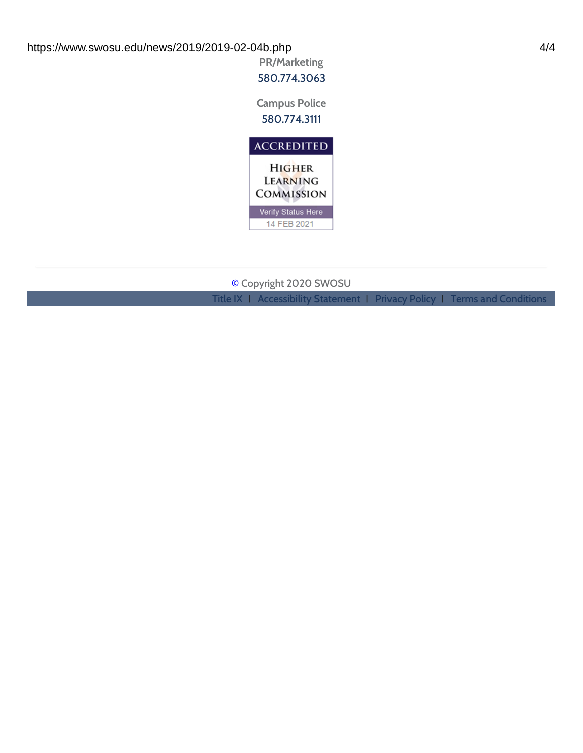PR/Marketing

580.774.3063

Campus Police

580.774.3111

ACCREDITED

HIGHER LEARNING COMMISSION

Verify Status Here

14 FEB 2021

© Copyright 2020 SWOSU

Title IX | Accessibility Statement | Privacy Policy | Terms and Conditions